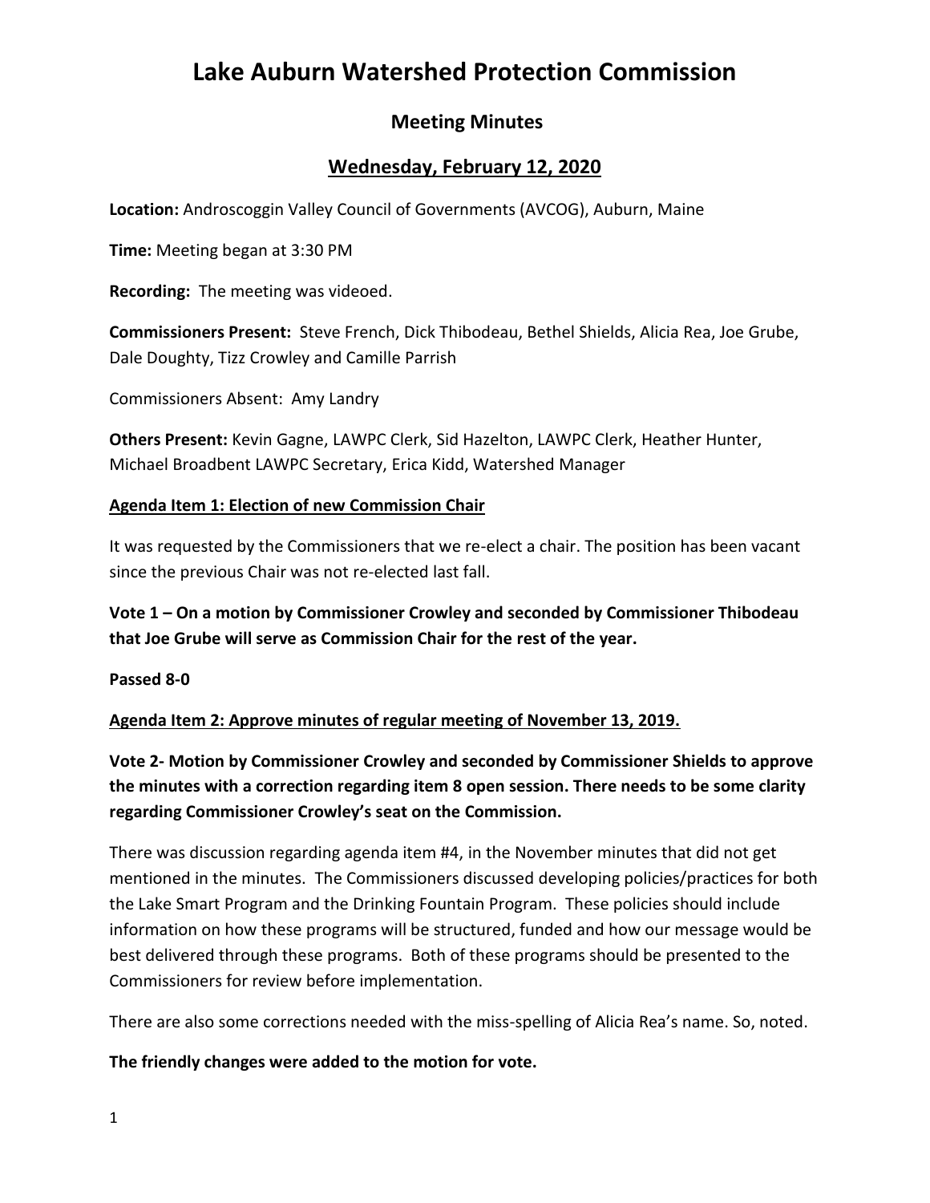# Lake Auburn Watershed Protection Commission

## Meeting Minutes

## Wednesday, February 12, 2020

**Location:** Androscoggin Valley Council of Governments (AVCOG), Auburn, Maine

**Time:** Meeting began at 3:30 PM

**Recording:** The meeting was videoed.

**Commissioners Present:** Steve French, Dick Thibodeau, Bethel Shields, Alicia Rea, Joe Grube, Dale Doughty, Tizz Crowley and Camille Parrish

Commissioners Absent: Amy Landry

**Others Present:** Kevin Gagne, LAWPC Clerk, Sid Hazelton, LAWPC Clerk, Heather Hunter, Michael Broadbent LAWPC Secretary, Erica Kidd, Watershed Manager

**Agenda Item 1: Election of new Commission Chair**

It was requested by the Commissioners that we re-elect a chair. The position has been vacant since the previous Chair was not re-elected last fall.

**Vote 1 – On a motion by Commissioner Crowley and seconded by Commissioner Thibodeau that Joe Grube will serve as Commission Chair for the rest of the year.**

**Passed 8-0**

**Agenda Item 2: Approve minutes of regular meeting of November 13, 2019.**

**Vote 2- Motion by Commissioner Crowley and seconded by Commissioner Shields to approve the minutes with a correction regarding item 8 open session. There needs to be some clarity regarding Commissioner Crowley's seat on the Commission.**

There was discussion regarding agenda item #4, in the November minutes that did not get mentioned in the minutes. The Commissioners discussed developing policies/practices for both the Lake Smart Program and the Drinking Fountain Program. These policies should include information on how these programs will be structured, funded and how our message would be best delivered through these programs. Both of these programs should be presented to the Commissioners for review before implementation.

There are also some corrections needed with the miss-spelling of Alicia Rea's name. So, noted.

**The friendly changes were added to the motion for vote.**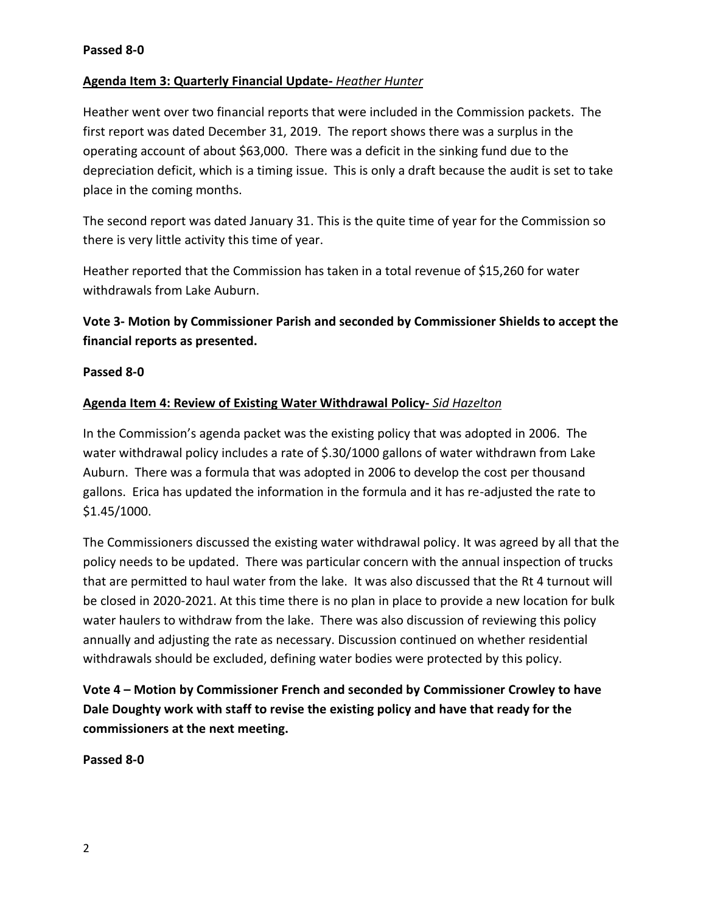**Passed 8-0**

**Agenda Item 3: Quarterly Financial Update-** *Heather Hunter*

Heather went over two financial reports that were included in the Commission packets. The first report was dated December 31, 2019. The report shows there was a surplus in the operating account of about $63,000. There was a deficit in the sinking fund due to the depreciation deficit, which is a timing issue. This is only a draft because the audit is set to take place in the coming months.

The second report was dated January 31. This is the quite time of year for the Commission so there is very little activity this time of year.

Heather reported that the Commission has taken in a total revenue of $15,260 for water withdrawals from Lake Auburn.

**Vote 3- Motion by Commissioner Parish and seconded by Commissioner Shields to accept the financial reports as presented.**

**Passed 8-0**

**Agenda Item 4: Review of Existing Water Withdrawal Policy-** *Sid Hazelton*

In the Commission's agenda packet was the existing policy that was adopted in 2006. The water withdrawal policy includes a rate of $.30/1000 gallons of water withdrawn from Lake Auburn. There was a formula that was adopted in 2006 to develop the cost per thousand gallons. Erica has updated the information in the formula and it has re-adjusted the rate to $1.45/1000.

The Commissioners discussed the existing water withdrawal policy. It was agreed by all that the policy needs to be updated. There was particular concern with the annual inspection of trucks that are permitted to haul water from the lake. It was also discussed that the Rt 4 turnout will be closed in 2020-2021. At this time there is no plan in place to provide a new location for bulk water haulers to withdraw from the lake. There was also discussion of reviewing this policy annually and adjusting the rate as necessary. Discussion continued on whether residential withdrawals should be excluded, defining water bodies were protected by this policy.

**Vote 4 – Motion by Commissioner French and seconded by Commissioner Crowley to have Dale Doughty work with staff to revise the existing policy and have that ready for the commissioners at the next meeting.**

**Passed 8-0**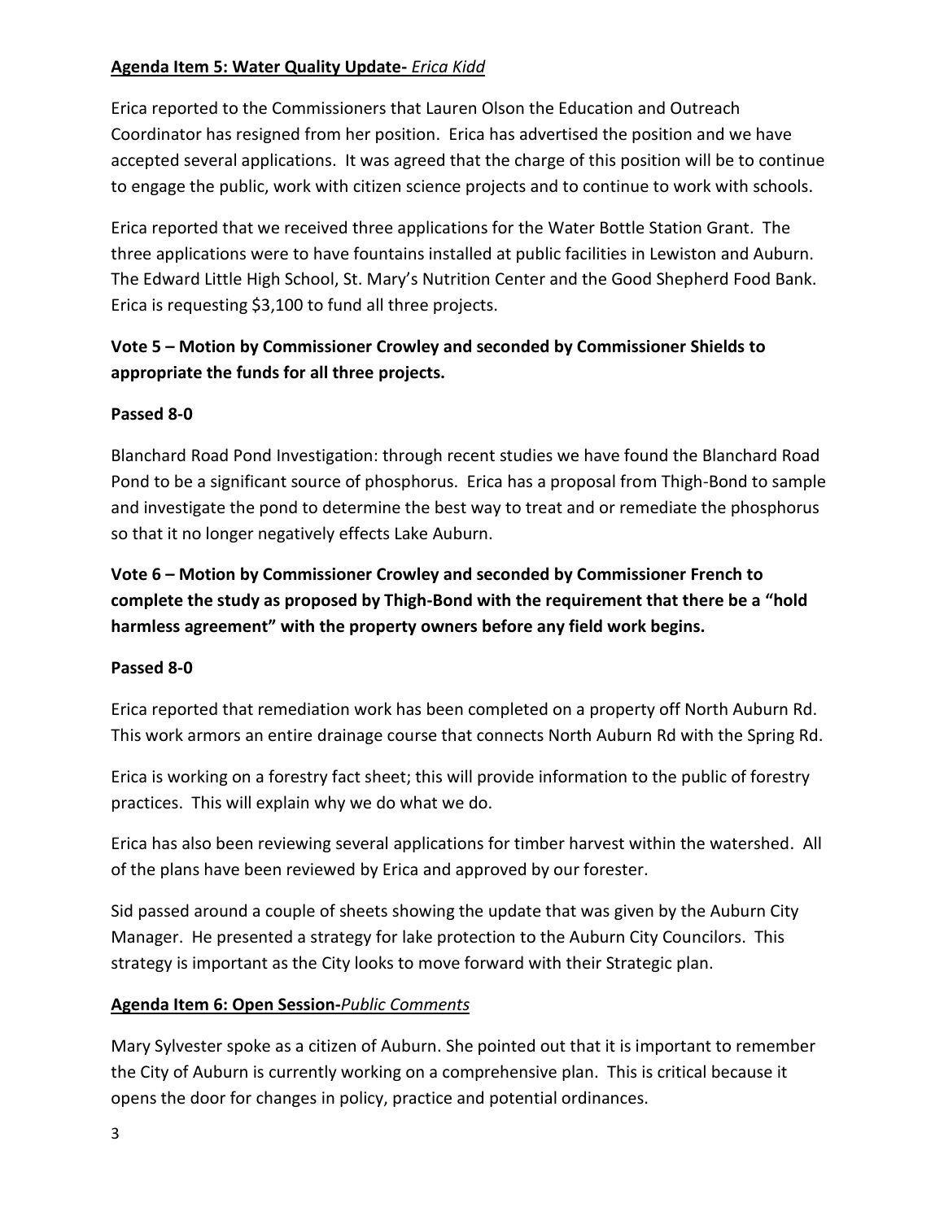**Agenda Item 5: Water Quality Update-** *Erica Kidd*

Erica reported to the Commissioners that Lauren Olson the Education and Outreach Coordinator has resigned from her position. Erica has advertised the position and we have accepted several applications. It was agreed that the charge of this position will be to continue to engage the public, work with citizen science projects and to continue to work with schools.

Erica reported that we received three applications for the Water Bottle Station Grant. The three applications were to have fountains installed at public facilities in Lewiston and Auburn. The Edward Little High School, St. Mary's Nutrition Center and the Good Shepherd Food Bank. Erica is requesting $3,100 to fund all three projects.

**Vote 5 – Motion by Commissioner Crowley and seconded by Commissioner Shields to appropriate the funds for all three projects.**

**Passed 8-0**

Blanchard Road Pond Investigation: through recent studies we have found the Blanchard Road Pond to be a significant source of phosphorus. Erica has a proposal from Thigh-Bond to sample and investigate the pond to determine the best way to treat and or remediate the phosphorus so that it no longer negatively effects Lake Auburn.

**Vote 6 – Motion by Commissioner Crowley and seconded by Commissioner French to complete the study as proposed by Thigh-Bond with the requirement that there be a "hold harmless agreement" with the property owners before any field work begins.**

**Passed 8-0**

Erica reported that remediation work has been completed on a property off North Auburn Rd. This work armors an entire drainage course that connects North Auburn Rd with the Spring Rd.

Erica is working on a forestry fact sheet; this will provide information to the public of forestry practices. This will explain why we do what we do.

Erica has also been reviewing several applications for timber harvest within the watershed. All of the plans have been reviewed by Erica and approved by our forester.

Sid passed around a couple of sheets showing the update that was given by the Auburn City Manager. He presented a strategy for lake protection to the Auburn City Councilors. This strategy is important as the City looks to move forward with their Strategic plan.

**Agenda Item 6: Open Session-***Public Comments*

Mary Sylvester spoke as a citizen of Auburn. She pointed out that it is important to remember the City of Auburn is currently working on a comprehensive plan. This is critical because it opens the door for changes in policy, practice and potential ordinances.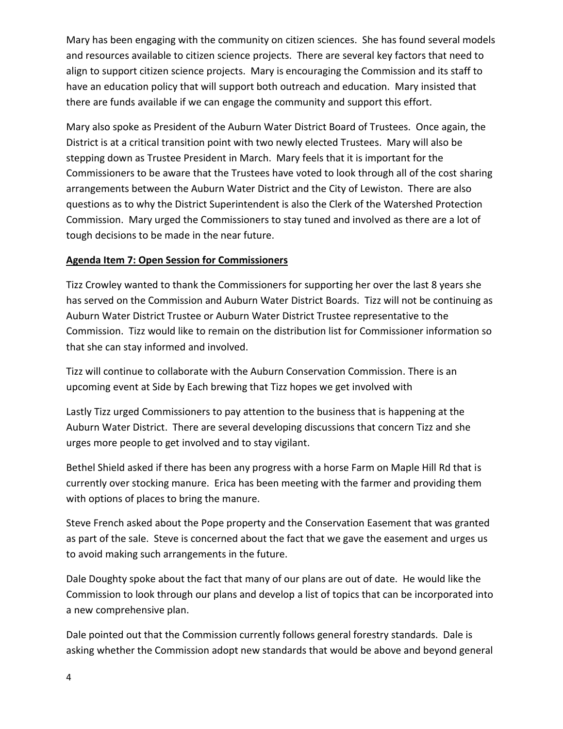Mary has been engaging with the community on citizen sciences. She has found several models and resources available to citizen science projects. There are several key factors that need to align to support citizen science projects. Mary is encouraging the Commission and its staff to have an education policy that will support both outreach and education. Mary insisted that there are funds available if we can engage the community and support this effort.

Mary also spoke as President of the Auburn Water District Board of Trustees. Once again, the District is at a critical transition point with two newly elected Trustees. Mary will also be stepping down as Trustee President in March. Mary feels that it is important for the Commissioners to be aware that the Trustees have voted to look through all of the cost sharing arrangements between the Auburn Water District and the City of Lewiston. There are also questions as to why the District Superintendent is also the Clerk of the Watershed Protection Commission. Mary urged the Commissioners to stay tuned and involved as there are a lot of tough decisions to be made in the near future.

**Agenda Item 7: Open Session for Commissioners**

Tizz Crowley wanted to thank the Commissioners for supporting her over the last 8 years she has served on the Commission and Auburn Water District Boards. Tizz will not be continuing as Auburn Water District Trustee or Auburn Water District Trustee representative to the Commission. Tizz would like to remain on the distribution list for Commissioner information so that she can stay informed and involved.

Tizz will continue to collaborate with the Auburn Conservation Commission. There is an upcoming event at Side by Each brewing that Tizz hopes we get involved with

Lastly Tizz urged Commissioners to pay attention to the business that is happening at the Auburn Water District. There are several developing discussions that concern Tizz and she urges more people to get involved and to stay vigilant.

Bethel Shield asked if there has been any progress with a horse Farm on Maple Hill Rd that is currently over stocking manure. Erica has been meeting with the farmer and providing them with options of places to bring the manure.

Steve French asked about the Pope property and the Conservation Easement that was granted as part of the sale. Steve is concerned about the fact that we gave the easement and urges us to avoid making such arrangements in the future.

Dale Doughty spoke about the fact that many of our plans are out of date. He would like the Commission to look through our plans and develop a list of topics that can be incorporated into a new comprehensive plan.

Dale pointed out that the Commission currently follows general forestry standards. Dale is asking whether the Commission adopt new standards that would be above and beyond general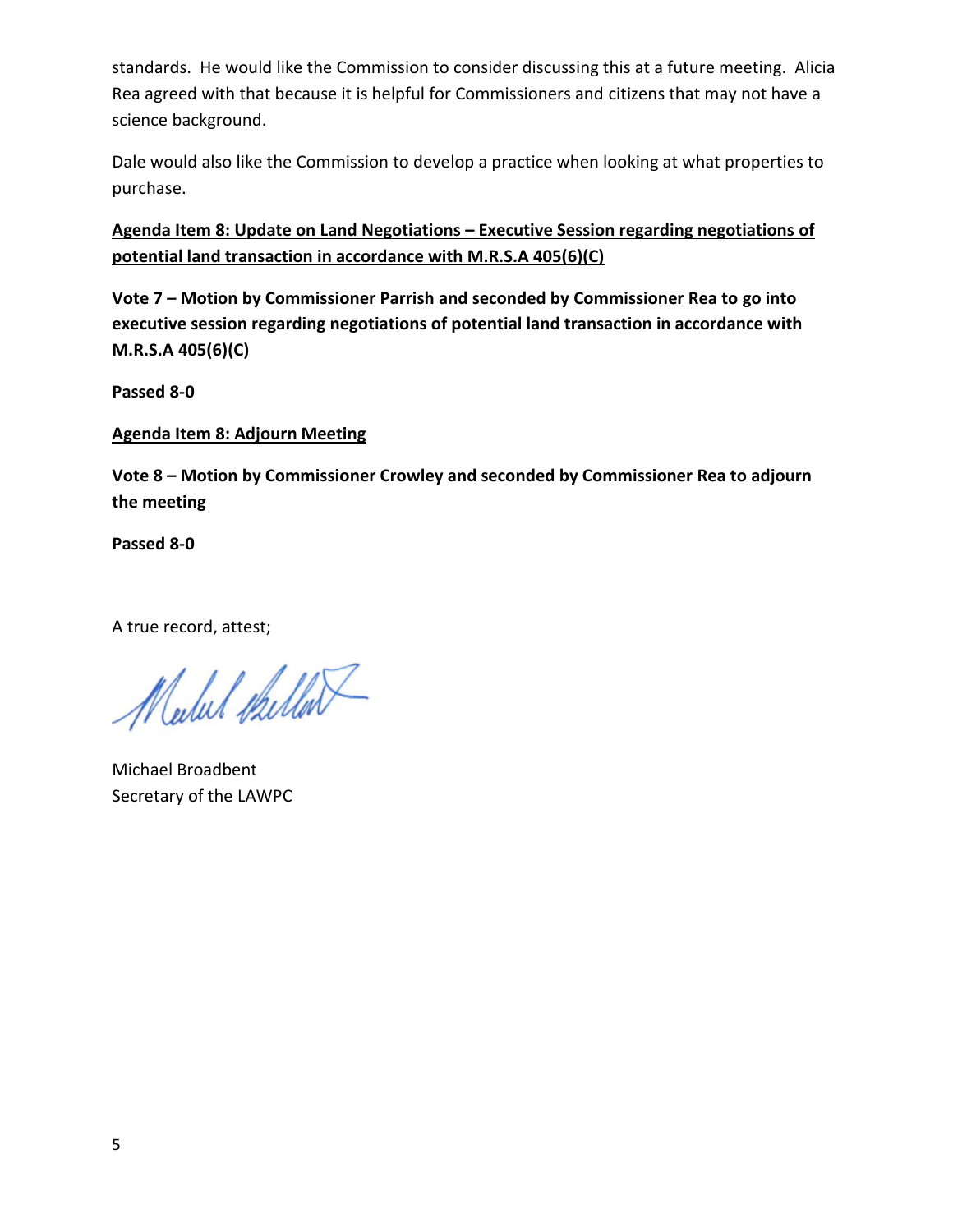standards. He would like the Commission to consider discussing this at a future meeting. Alicia Rea agreed with that because it is helpful for Commissioners and citizens that may not have a science background.

Dale would also like the Commission to develop a practice when looking at what properties to purchase.

**Agenda Item 8: Update on Land Negotiations – Executive Session regarding negotiations of potential land transaction in accordance with M.R.S.A 405(6)(C)**

**Vote 7 – Motion by Commissioner Parrish and seconded by Commissioner Rea to go into executive session regarding negotiations of potential land transaction in accordance with M.R.S.A 405(6)(C)**

**Passed 8-0**

**Agenda Item 8: Adjourn Meeting**

**Vote 8 – Motion by Commissioner Crowley and seconded by Commissioner Rea to adjourn the meeting**

**Passed 8-0**

A true record, attest;

Michael Broadbent
Secretary of the LAWPC